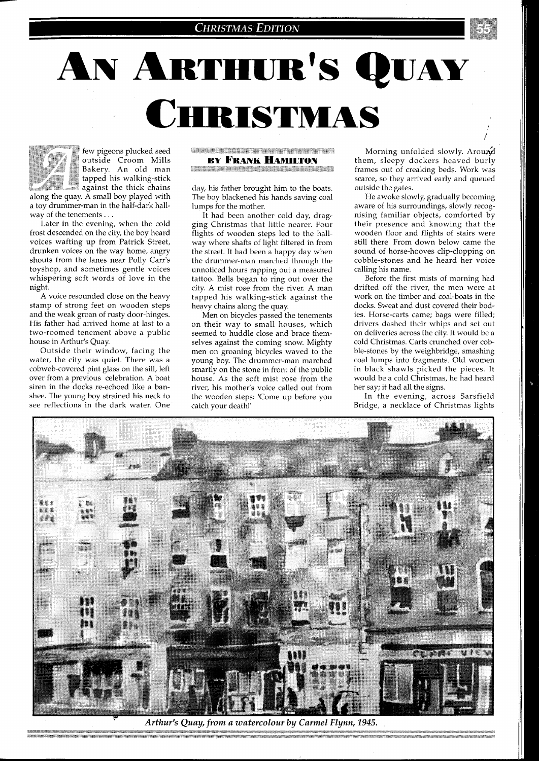# An Arthur's Quay Christmas

**By Frank Hamilton**

A few pigeons plucked seed outside Croom Mills Bakery. An old man tapped his walking-stick against the thick chains along the quay. A small boy played with a toy drummer-man in the half-dark hallway of the tenements . . .

Later in the evening, when the cold frost descended on the city, the boy heard voices wafting up from Patrick Street, drunken voices on the way home, angry shouts from the lanes near Polly Carr's toyshop, and sometimes gentle voices whispering soft words of love in the night.

A voice resounded close on the heavy stamp of strong feet on wooden steps and the weak groan of rusty door-hinges. His father had arrived home at last to a two-roomed tenement above a public house in Arthur's Quay.

Outside their window, facing the water, the city was quiet. There was a cobweb-covered pint glass on the sill, left over from a previous celebration. A boat siren in the docks re-echoed like a banshee. The young boy strained his neck to see reflections in the dark water. One day, his father brought him to the boats. The boy blackened his hands saving coal lumps for the mother.

It had been another cold day, dragging Christmas that little nearer. Four flights of wooden steps led to the hallway where shafts of light filtered in from the street. It had been a happy day when the drummer-man marched through the unnoticed hours rapping out a measured tattoo. Bells began to ring out over the city. A mist rose from the river. A man tapped his walking-stick against the heavy chains along the quay.

Men on bicycles passed the tenements on their way to small houses, which seemed to huddle close and brace themselves against the coming snow. Mighty men on groaning bicycles waved to the young boy. The drummer-man marched smartly on the stone in front of the public house. As the soft mist rose from the river, his mother's voice called out from the wooden steps: 'Come up before you catch your death!'

Morning unfolded slowly. Around them, sleepy dockers heaved burly frames out of creaking beds. Work was scarce, so they arrived early and queued outside the gates.

He awoke slowly, gradually becoming aware of his surroundings, slowly recognising familiar objects, comforted by their presence and knowing that the wooden floor and flights of stairs were still there. From down below came the sound of horse-hooves clip-clopping on cobble-stones and he heard her voice calling his name.

Before the first mists of morning had drifted off the river, the men were at work on the timber and coal-boats in the docks. Sweat and dust covered their bodies. Horse-carts came; bags were filled; drivers dashed their whips and set out on deliveries across the city. It would be a cold Christmas. Carts crunched over cobble-stones by the weighbridge, smashing coal lumps into fragments. Old women in black shawls picked the pieces. It would be a cold Christmas, he had heard her say; it had all the signs.

In the evening, across Sarsfield Bridge, a necklace of Christmas lights

*Arthur's Quay, from a watercolour by Carmel Flynn, 1945.*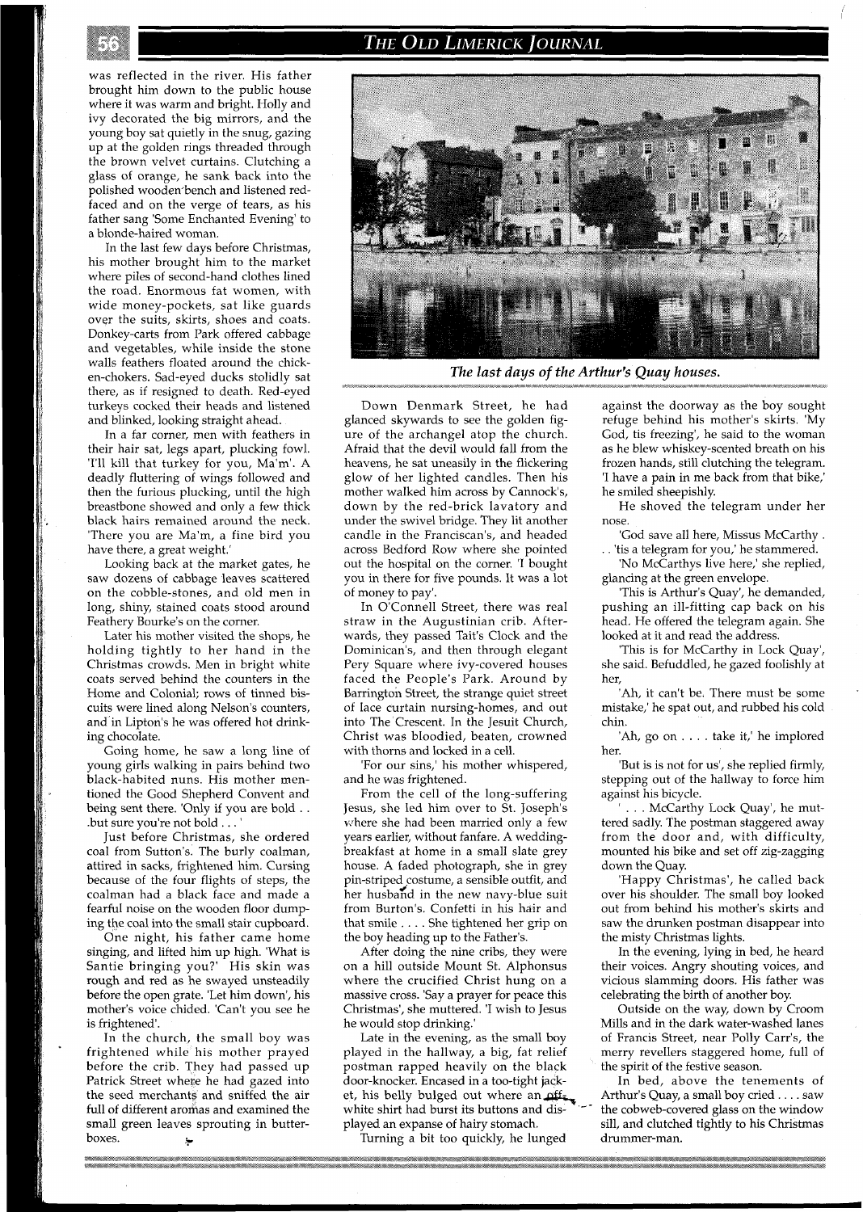was reflected in the river. His father brought him down to the public house where it was warm and bright. Holly and ivy decorated the big mirrors, and the young boy sat quietly in the snug, gazing up at the golden rings threaded through the brown velvet curtains. Clutching a glass of orange, he sank back into the polished wooden bench and listened red-faced and on the verge of tears, as his father sang 'Some Enchanted Evening' to a blonde-haired woman.

In the last few days before Christmas, his mother brought him to the market where piles of second-hand clothes lined the road. Enormous fat women, with wide money-pockets, sat like guards over the suits, skirts, shoes and coats. Donkey-carts from Park offered cabbage and vegetables, while inside the stone walls feathers floated around the chicken-chokers. Sad-eyed ducks stolidly sat there, as if resigned to death. Red-eyed turkeys cocked their heads and listened and blinked, looking straight ahead.

In a far corner, men with feathers in their hair sat, legs apart, plucking fowl. 'I'll kill that turkey for you, Ma'm'. A deadly fluttering of wings followed and then the furious plucking, until the high breastbone showed and only a few thick black hairs remained around the neck. 'There you are Ma'm, a fine bird you have there, a great weight.'

Looking back at the market gates, he saw dozens of cabbage leaves scattered on the cobble-stones, and old men in long, shiny, stained coats stood around Feathery Bourke's on the corner.

Later his mother visited the shops, he holding tightly to her hand in the Christmas crowds. Men in bright white coats served behind the counters in the Home and Colonial; rows of tinned biscuits were lined along Nelson's counters, and in Lipton's he was offered hot drinking chocolate.

Going home, he saw a long line of young girls walking in pairs behind two black-habited nuns. His mother mentioned the Good Shepherd Convent and being sent there. 'Only if you are bold . . .but sure you're not bold . . . '

Just before Christmas, she ordered coal from Sutton's. The burly coalman, attired in sacks, frightened him. Cursing because of the four flights of steps, the coalman had a black face and made a fearful noise on the wooden floor dumping the coal into the small stair cupboard.

One night, his father came home singing, and lifted him up high. 'What is Santie bringing you?' His skin was rough and red as he swayed unsteadily before the open grate. 'Let him down', his mother's voice chided. 'Can't you see he is frightened'.

In the church, the small boy was frightened while his mother prayed before the crib. They had passed up Patrick Street where he had gazed into the seed merchants and sniffed the air full of different aromas and examined the small green leaves sprouting in butter-boxes.

*The last days of the Arthur's Quay houses.*

Down Denmark Street, he had glanced skywards to see the golden figure of the archangel atop the church. Afraid that the devil would fall from the heavens, he sat uneasily in the flickering glow of her lighted candles. Then his mother walked him across by Cannock's, down by the red-brick lavatory and under the swivel bridge. They lit another candle in the Franciscan's, and headed across Bedford Row where she pointed out the hospital on the corner. 'I bought you in there for five pounds. It was a lot of money to pay'.

In O'Connell Street, there was real straw in the Augustinian crib. Afterwards, they passed Tait's Clock and the Dominican's, and then through elegant Pery Square where ivy-covered houses faced the People's Park. Around by Barrington Street, the strange quiet street of lace curtain nursing-homes, and out into The Crescent. In the Jesuit Church, Christ was bloodied, beaten, crowned with thorns and locked in a cell.

'For our sins,' his mother whispered, and he was frightened.

From the cell of the long-suffering Jesus, she led him over to St. Joseph's where she had been married only a few years earlier, without fanfare. A wedding-breakfast at home in a small slate grey house. A faded photograph, she in grey pin-striped costume, a sensible outfit, and her husband in the new navy-blue suit from Burton's. Confetti in his hair and that smile . . . . She tightened her grip on the boy heading up to the Father's.

After doing the nine cribs, they were on a hill outside Mount St. Alphonsus where the crucified Christ hung on a massive cross. 'Say a prayer for peace this Christmas', she muttered. 'I wish to Jesus he would stop drinking.'

Late in the evening, as the small boy played in the hallway, a big, fat relief postman rapped heavily on the black door-knocker. Encased in a too-tight jacket, his belly bulged out where an off-white shirt had burst its buttons and displayed an expanse of hairy stomach.

Turning a bit too quickly, he lunged against the doorway as the boy sought refuge behind his mother's skirts. 'My God, tis freezing', he said to the woman as he blew whiskey-scented breath on his frozen hands, still clutching the telegram. 'I have a pain in me back from that bike,' he smiled sheepishly.

He shoved the telegram under her nose.

'God save all here, Missus McCarthy . . . 'tis a telegram for you,' he stammered.

'No McCarthys live here,' she replied, glancing at the green envelope.

'This is Arthur's Quay', he demanded, pushing an ill-fitting cap back on his head. He offered the telegram again. She looked at it and read the address.

'This is for McCarthy in Lock Quay', she said. Befuddled, he gazed foolishly at her,

'Ah, it can't be. There must be some mistake,' he spat out, and rubbed his cold chin.

'Ah, go on . . . . take it,' he implored her.

'But is is not for us', she replied firmly, stepping out of the hallway to force him against his bicycle.

' . . . McCarthy Lock Quay', he muttered sadly. The postman staggered away from the door and, with difficulty, mounted his bike and set off zig-zagging down the Quay.

'Happy Christmas', he called back over his shoulder. The small boy looked out from behind his mother's skirts and saw the drunken postman disappear into the misty Christmas lights.

In the evening, lying in bed, he heard their voices. Angry shouting voices, and vicious slamming doors. His father was celebrating the birth of another boy.

Outside on the way, down by Croom Mills and in the dark water-washed lanes of Francis Street, near Polly Carr's, the merry revellers staggered home, full of the spirit of the festive season.

In bed, above the tenements of Arthur's Quay, a small boy cried . . . . saw the cobweb-covered glass on the window sill, and clutched tightly to his Christmas drummer-man.